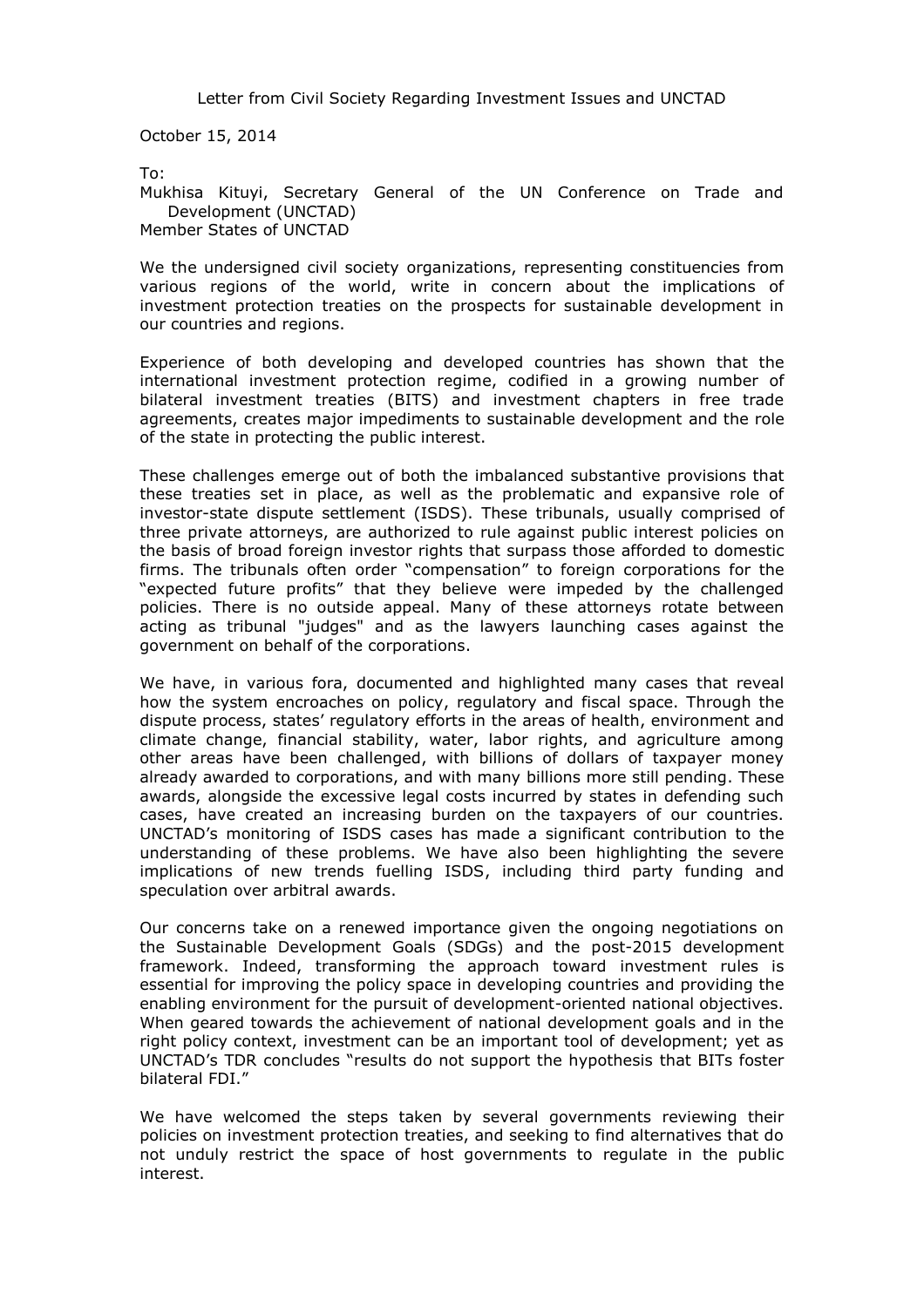Letter from Civil Society Regarding Investment Issues and UNCTAD

October 15, 2014

To:
Mukhisa Kituyi, Secretary General of the UN Conference on Trade and Development (UNCTAD)
Member States of UNCTAD

We the undersigned civil society organizations, representing constituencies from various regions of the world, write in concern about the implications of investment protection treaties on the prospects for sustainable development in our countries and regions.

Experience of both developing and developed countries has shown that the international investment protection regime, codified in a growing number of bilateral investment treaties (BITS) and investment chapters in free trade agreements, creates major impediments to sustainable development and the role of the state in protecting the public interest.

These challenges emerge out of both the imbalanced substantive provisions that these treaties set in place, as well as the problematic and expansive role of investor-state dispute settlement (ISDS). These tribunals, usually comprised of three private attorneys, are authorized to rule against public interest policies on the basis of broad foreign investor rights that surpass those afforded to domestic firms. The tribunals often order "compensation" to foreign corporations for the "expected future profits" that they believe were impeded by the challenged policies. There is no outside appeal. Many of these attorneys rotate between acting as tribunal "judges" and as the lawyers launching cases against the government on behalf of the corporations.

We have, in various fora, documented and highlighted many cases that reveal how the system encroaches on policy, regulatory and fiscal space. Through the dispute process, states' regulatory efforts in the areas of health, environment and climate change, financial stability, water, labor rights, and agriculture among other areas have been challenged, with billions of dollars of taxpayer money already awarded to corporations, and with many billions more still pending. These awards, alongside the excessive legal costs incurred by states in defending such cases, have created an increasing burden on the taxpayers of our countries. UNCTAD's monitoring of ISDS cases has made a significant contribution to the understanding of these problems. We have also been highlighting the severe implications of new trends fuelling ISDS, including third party funding and speculation over arbitral awards.

Our concerns take on a renewed importance given the ongoing negotiations on the Sustainable Development Goals (SDGs) and the post-2015 development framework. Indeed, transforming the approach toward investment rules is essential for improving the policy space in developing countries and providing the enabling environment for the pursuit of development-oriented national objectives. When geared towards the achievement of national development goals and in the right policy context, investment can be an important tool of development; yet as UNCTAD's TDR concludes "results do not support the hypothesis that BITs foster bilateral FDI."

We have welcomed the steps taken by several governments reviewing their policies on investment protection treaties, and seeking to find alternatives that do not unduly restrict the space of host governments to regulate in the public interest.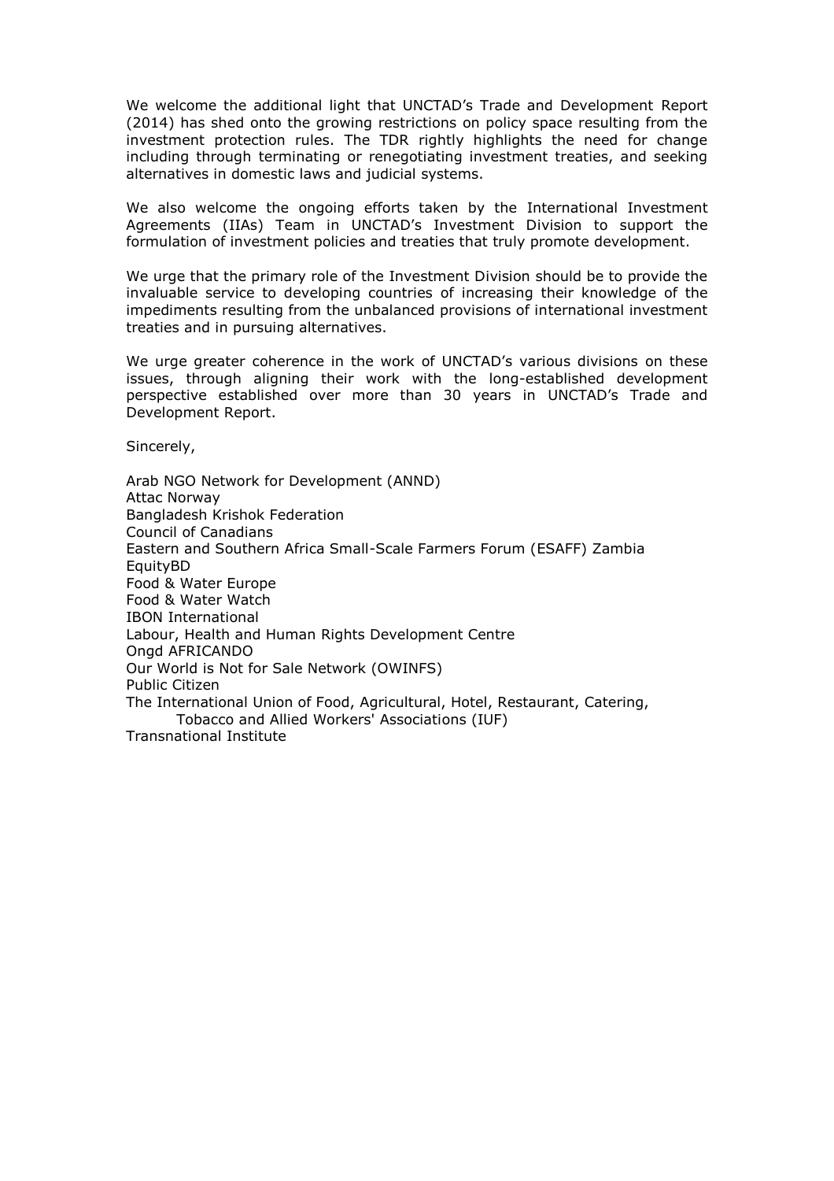We welcome the additional light that UNCTAD's Trade and Development Report (2014) has shed onto the growing restrictions on policy space resulting from the investment protection rules. The TDR rightly highlights the need for change including through terminating or renegotiating investment treaties, and seeking alternatives in domestic laws and judicial systems.

We also welcome the ongoing efforts taken by the International Investment Agreements (IIAs) Team in UNCTAD's Investment Division to support the formulation of investment policies and treaties that truly promote development.

We urge that the primary role of the Investment Division should be to provide the invaluable service to developing countries of increasing their knowledge of the impediments resulting from the unbalanced provisions of international investment treaties and in pursuing alternatives.

We urge greater coherence in the work of UNCTAD's various divisions on these issues, through aligning their work with the long-established development perspective established over more than 30 years in UNCTAD's Trade and Development Report.

Sincerely,

Arab NGO Network for Development (ANND)
Attac Norway
Bangladesh Krishok Federation
Council of Canadians
Eastern and Southern Africa Small-Scale Farmers Forum (ESAFF) Zambia
EquityBD
Food & Water Europe
Food & Water Watch
IBON International
Labour, Health and Human Rights Development Centre
Ongd AFRICANDO
Our World is Not for Sale Network (OWINFS)
Public Citizen
The International Union of Food, Agricultural, Hotel, Restaurant, Catering, Tobacco and Allied Workers' Associations (IUF)
Transnational Institute